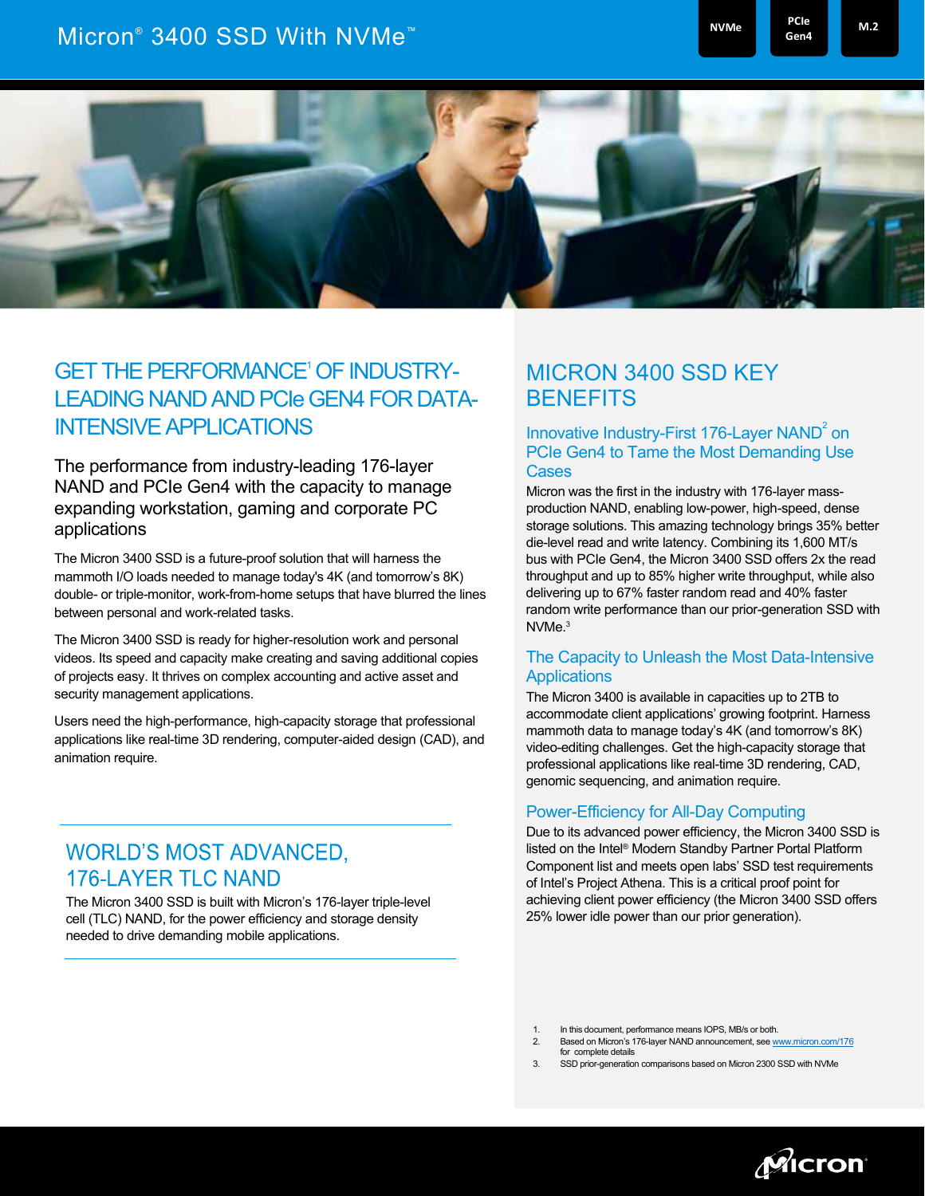# Micron® 3400 SSD With NVMe™

NVMe | PCIe Gen4 | M.2

## GET THE PERFORMANCE[1] OF INDUSTRY-LEADING NAND AND PCIe GEN4 FOR DATA-INTENSIVE APPLICATIONS

### The performance from industry-leading 176-layer NAND and PCIe Gen4 with the capacity to manage expanding workstation, gaming and corporate PC applications

The Micron 3400 SSD is a future-proof solution that will harness the mammoth I/O loads needed to manage today's 4K (and tomorrow's 8K) double- or triple-monitor, work-from-home setups that have blurred the lines between personal and work-related tasks.

The Micron 3400 SSD is ready for higher-resolution work and personal videos. Its speed and capacity make creating and saving additional copies of projects easy. It thrives on complex accounting and active asset and security management applications.

Users need the high-performance, high-capacity storage that professional applications like real-time 3D rendering, computer-aided design (CAD), and animation require.

## WORLD'S MOST ADVANCED, 176-LAYER TLC NAND

The Micron 3400 SSD is built with Micron's 176-layer triple-level cell (TLC) NAND, for the power efficiency and storage density needed to drive demanding mobile applications.

## MICRON 3400 SSD KEY BENEFITS

### Innovative Industry-First 176-Layer NAND[2] on PCIe Gen4 to Tame the Most Demanding Use Cases

Micron was the first in the industry with 176-layer mass-production NAND, enabling low-power, high-speed, dense storage solutions. This amazing technology brings 35% better die-level read and write latency. Combining its 1,600 MT/s bus with PCIe Gen4, the Micron 3400 SSD offers 2x the read throughput and up to 85% higher write throughput, while also delivering up to 67% faster random read and 40% faster random write performance than our prior-generation SSD with NVMe.[3]

### The Capacity to Unleash the Most Data-Intensive Applications

The Micron 3400 is available in capacities up to 2TB to accommodate client applications' growing footprint. Harness mammoth data to manage today's 4K (and tomorrow's 8K) video-editing challenges. Get the high-capacity storage that professional applications like real-time 3D rendering, CAD, genomic sequencing, and animation require.

### Power-Efficiency for All-Day Computing

Due to its advanced power efficiency, the Micron 3400 SSD is listed on the Intel® Modern Standby Partner Portal Platform Component list and meets open labs' SSD test requirements of Intel's Project Athena. This is a critical proof point for achieving client power efficiency (the Micron 3400 SSD offers 25% lower idle power than our prior generation).

1. In this document, performance means IOPS, MB/s or both.
2. Based on Micron's 176-layer NAND announcement, see www.micron.com/176 for complete details
3. SSD prior-generation comparisons based on Micron 2300 SSD with NVMe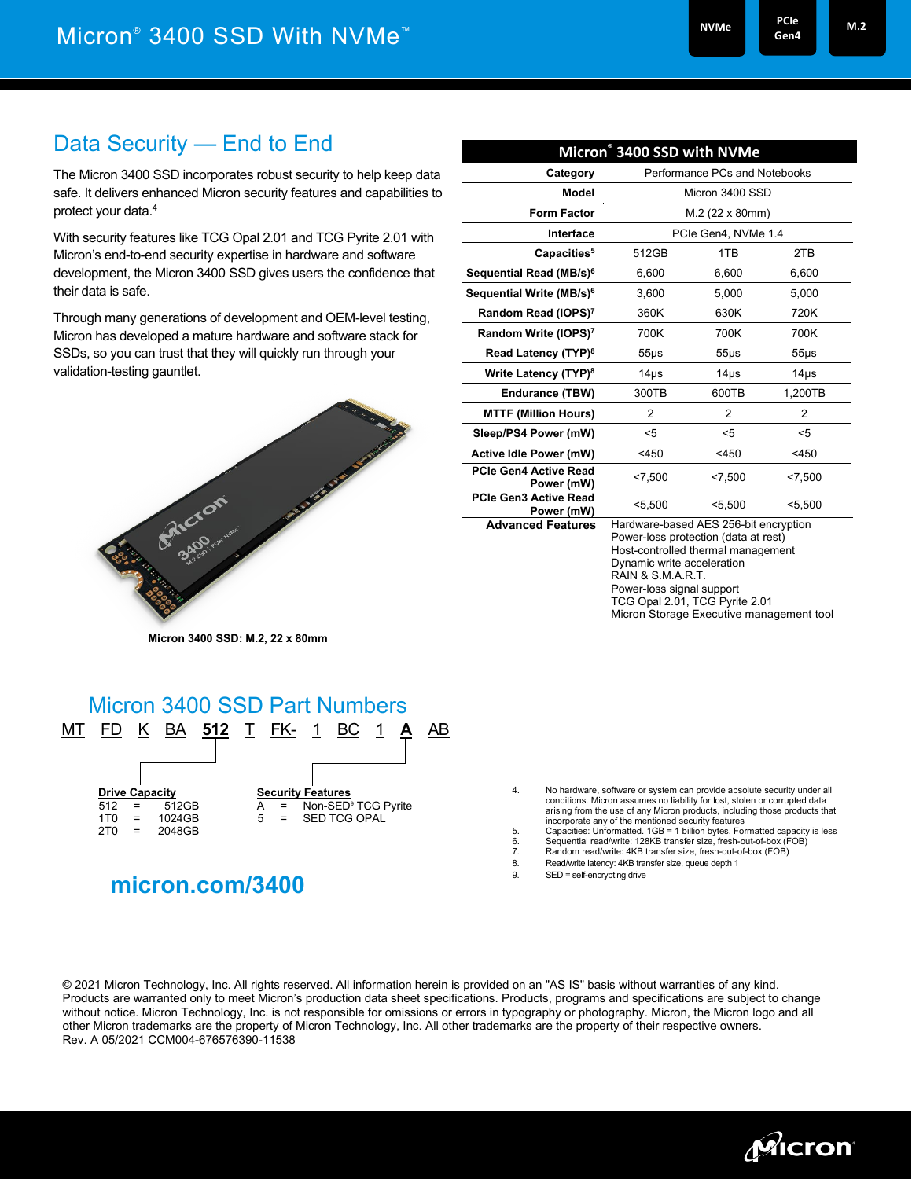## Data Security — End to End

The Micron 3400 SSD incorporates robust security to help keep data safe. It delivers enhanced Micron security features and capabilities to protect your data.[4]

With security features like TCG Opal 2.01 and TCG Pyrite 2.01 with Micron's end-to-end security expertise in hardware and software development, the Micron 3400 SSD gives users the confidence that their data is safe.

Through many generations of development and OEM-level testing, Micron has developed a mature hardware and software stack for SSDs, so you can trust that they will quickly run through your validation-testing gauntlet.

Micron 3400 SSD: M.2, 22 x 80mm

| Micron® 3400 SSD with NVMe | | | |
|---|---|---|---|
| Category | Performance PCs and Notebooks | | |
| Model | Micron 3400 SSD | | |
| Form Factor | M.2 (22 x 80mm) | | |
| Interface | PCIe Gen4, NVMe 1.4 | | |
| Capacities[5] | 512GB | 1TB | 2TB |
| Sequential Read (MB/s)[6] | 6,600 | 6,600 | 6,600 |
| Sequential Write (MB/s)[6] | 3,600 | 5,000 | 5,000 |
| Random Read (IOPS)[7] | 360K | 630K | 720K |
| Random Write (IOPS)[7] | 700K | 700K | 700K |
| Read Latency (TYP)[8] | 55µs | 55µs | 55µs |
| Write Latency (TYP)[8] | 14µs | 14µs | 14µs |
| Endurance (TBW) | 300TB | 600TB | 1,200TB |
| MTTF (Million Hours) | 2 | 2 | 2 |
| Sleep/PS4 Power (mW) | <5 | <5 | <5 |
| Active Idle Power (mW) | <450 | <450 | <450 |
| PCIe Gen4 Active Read Power (mW) | <7,500 | <7,500 | <7,500 |
| PCIe Gen3 Active Read Power (mW) | <5,500 | <5,500 | <5,500 |
| Advanced Features | Hardware-based AES 256-bit encryption<br>Power-loss protection (data at rest)<br>Host-controlled thermal management<br>Dynamic write acceleration<br>RAIN & S.M.A.R.T.<br>Power-loss signal support<br>TCG Opal 2.01, TCG Pyrite 2.01<br>Micron Storage Executive management tool | | |

## Micron 3400 SSD Part Numbers

MT FD K BA **512** T FK- 1 BC 1 **A** AB

**Drive Capacity**

- 512 = 512GB
- 1T0 = 1024GB
- 2T0 = 2048GB

**Security Features**

- A = Non-SED[9] TCG Pyrite
- 5 = SED TCG OPAL

**micron.com/3400**

4. No hardware, software or system can provide absolute security under all conditions. Micron assumes no liability for lost, stolen or corrupted data arising from the use of any Micron products, including those products that incorporate any of the mentioned security features
5. Capacities: Unformatted. 1GB = 1 billion bytes. Formatted capacity is less
6. Sequential read/write: 128KB transfer size, fresh-out-of-box (FOB)
7. Random read/write: 4KB transfer size, fresh-out-of-box (FOB)
8. Read/write latency: 4KB transfer size, queue depth 1
9. SED = self-encrypting drive

© 2021 Micron Technology, Inc. All rights reserved. All information herein is provided on an "AS IS" basis without warranties of any kind. Products are warranted only to meet Micron's production data sheet specifications. Products, programs and specifications are subject to change without notice. Micron Technology, Inc. is not responsible for omissions or errors in typography or photography. Micron, the Micron logo and all other Micron trademarks are the property of Micron Technology, Inc. All other trademarks are the property of their respective owners.
Rev. A 05/2021 CCM004-676576390-11538